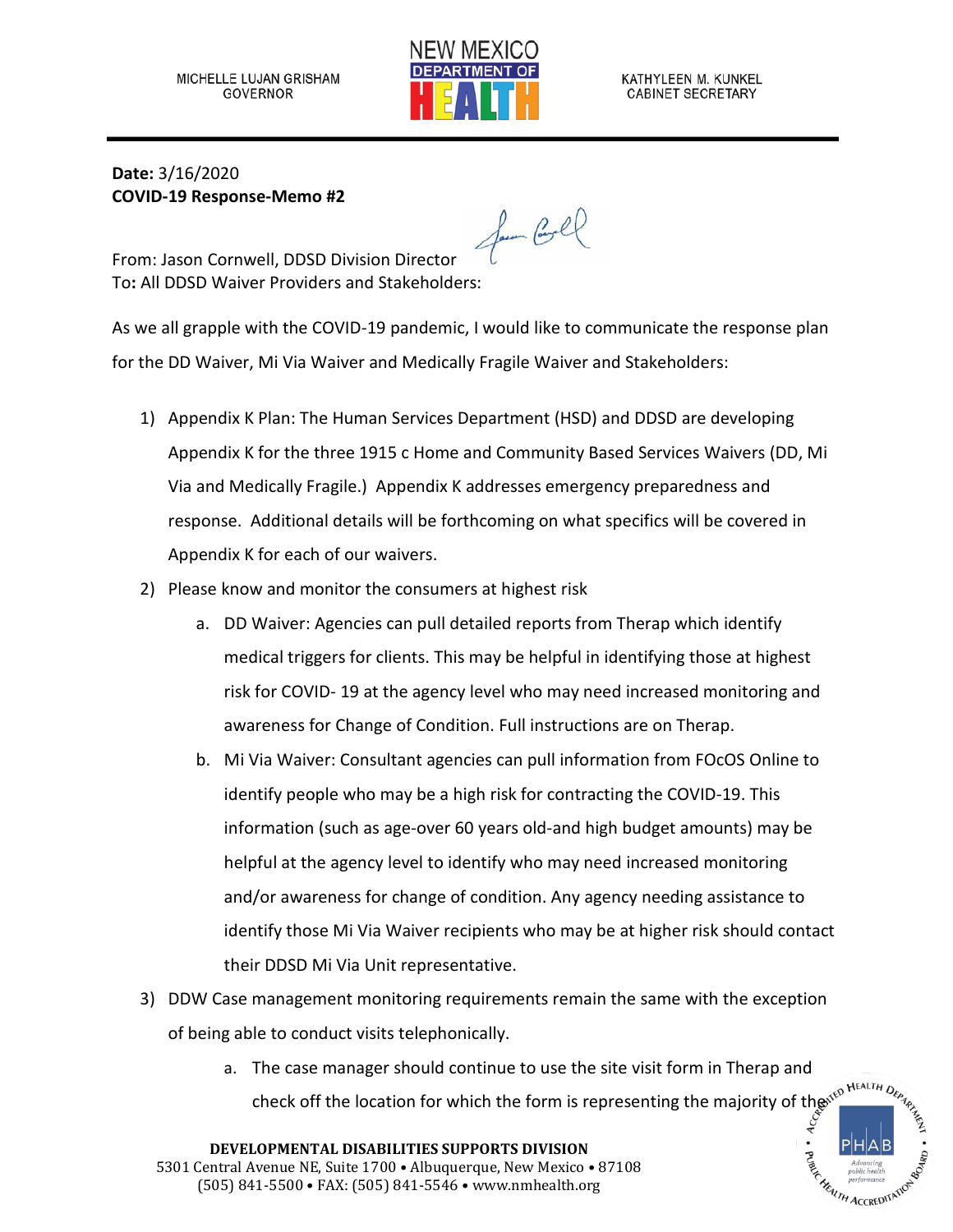MICHELLE LUJAN GRISHAM
GOVERNOR

NEW MEXICO DEPARTMENT OF HEALTH

KATHYLEEN M. KUNKEL
CABINET SECRETARY

**Date:** 3/16/2020
**COVID-19 Response-Memo #2**

From: Jason Cornwell, DDSD Division Director
To**:** All DDSD Waiver Providers and Stakeholders:

As we all grapple with the COVID-19 pandemic, I would like to communicate the response plan for the DD Waiver, Mi Via Waiver and Medically Fragile Waiver and Stakeholders:

1) Appendix K Plan: The Human Services Department (HSD) and DDSD are developing Appendix K for the three 1915 c Home and Community Based Services Waivers (DD, Mi Via and Medically Fragile.) Appendix K addresses emergency preparedness and response. Additional details will be forthcoming on what specifics will be covered in Appendix K for each of our waivers.
2) Please know and monitor the consumers at highest risk
   a. DD Waiver: Agencies can pull detailed reports from Therap which identify medical triggers for clients. This may be helpful in identifying those at highest risk for COVID- 19 at the agency level who may need increased monitoring and awareness for Change of Condition. Full instructions are on Therap.
   b. Mi Via Waiver: Consultant agencies can pull information from FOcOS Online to identify people who may be a high risk for contracting the COVID-19. This information (such as age-over 60 years old-and high budget amounts) may be helpful at the agency level to identify who may need increased monitoring and/or awareness for change of condition. Any agency needing assistance to identify those Mi Via Waiver recipients who may be at higher risk should contact their DDSD Mi Via Unit representative.
3) DDW Case management monitoring requirements remain the same with the exception of being able to conduct visits telephonically.
   a. The case manager should continue to use the site visit form in Therap and check off the location for which the form is representing the majority of the

**DEVELOPMENTAL DISABILITIES SUPPORTS DIVISION**
5301 Central Avenue NE, Suite 1700 • Albuquerque, New Mexico • 87108
(505) 841-5500 • FAX: (505) 841-5546 • www.nmhealth.org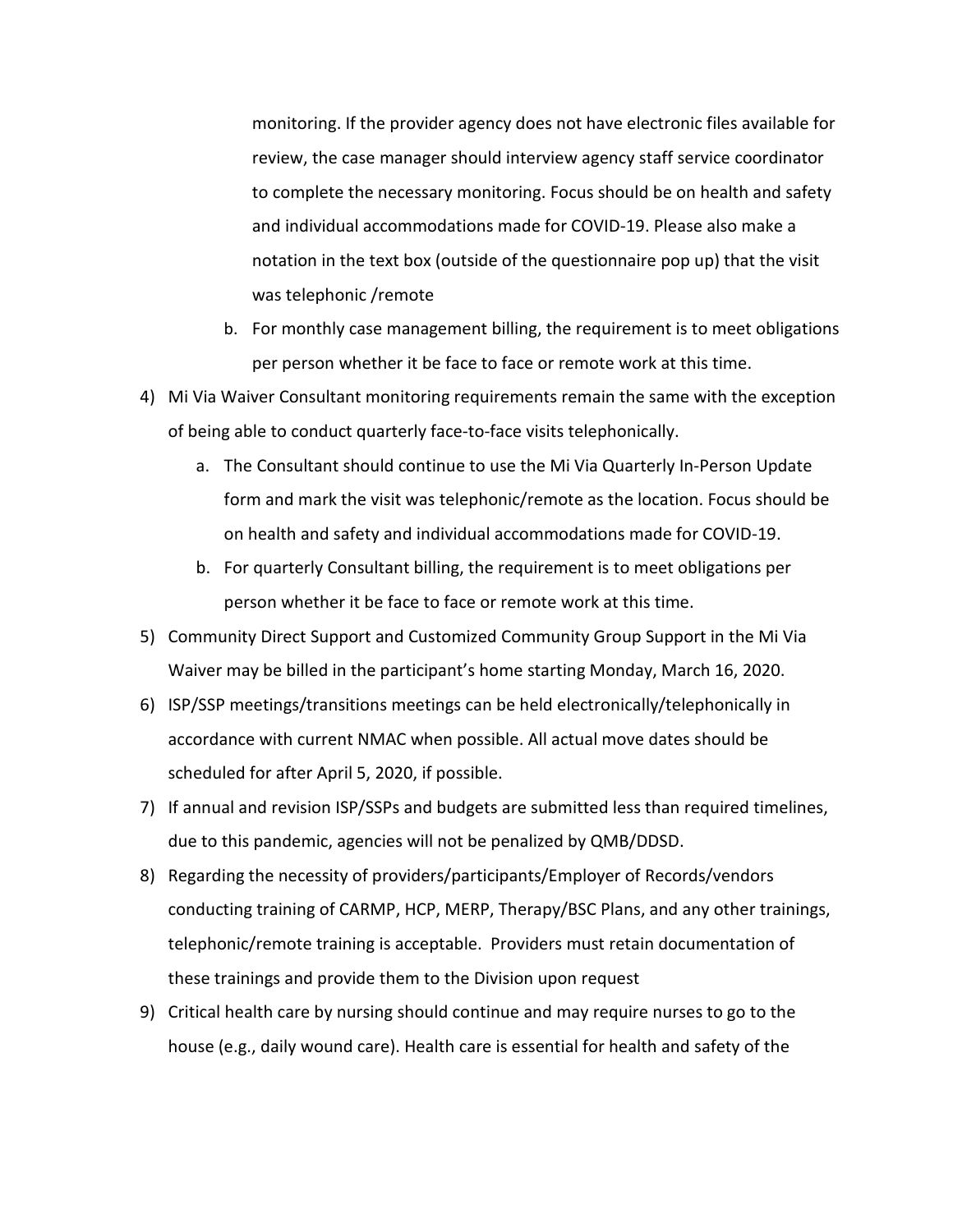monitoring. If the provider agency does not have electronic files available for review, the case manager should interview agency staff service coordinator to complete the necessary monitoring. Focus should be on health and safety and individual accommodations made for COVID-19. Please also make a notation in the text box (outside of the questionnaire pop up) that the visit was telephonic /remote

   b. For monthly case management billing, the requirement is to meet obligations per person whether it be face to face or remote work at this time.

4) Mi Via Waiver Consultant monitoring requirements remain the same with the exception of being able to conduct quarterly face-to-face visits telephonically.

   a. The Consultant should continue to use the Mi Via Quarterly In-Person Update form and mark the visit was telephonic/remote as the location. Focus should be on health and safety and individual accommodations made for COVID-19.

   b. For quarterly Consultant billing, the requirement is to meet obligations per person whether it be face to face or remote work at this time.

5) Community Direct Support and Customized Community Group Support in the Mi Via Waiver may be billed in the participant's home starting Monday, March 16, 2020.

6) ISP/SSP meetings/transitions meetings can be held electronically/telephonically in accordance with current NMAC when possible. All actual move dates should be scheduled for after April 5, 2020, if possible.

7) If annual and revision ISP/SSPs and budgets are submitted less than required timelines, due to this pandemic, agencies will not be penalized by QMB/DDSD.

8) Regarding the necessity of providers/participants/Employer of Records/vendors conducting training of CARMP, HCP, MERP, Therapy/BSC Plans, and any other trainings, telephonic/remote training is acceptable. Providers must retain documentation of these trainings and provide them to the Division upon request

9) Critical health care by nursing should continue and may require nurses to go to the house (e.g., daily wound care). Health care is essential for health and safety of the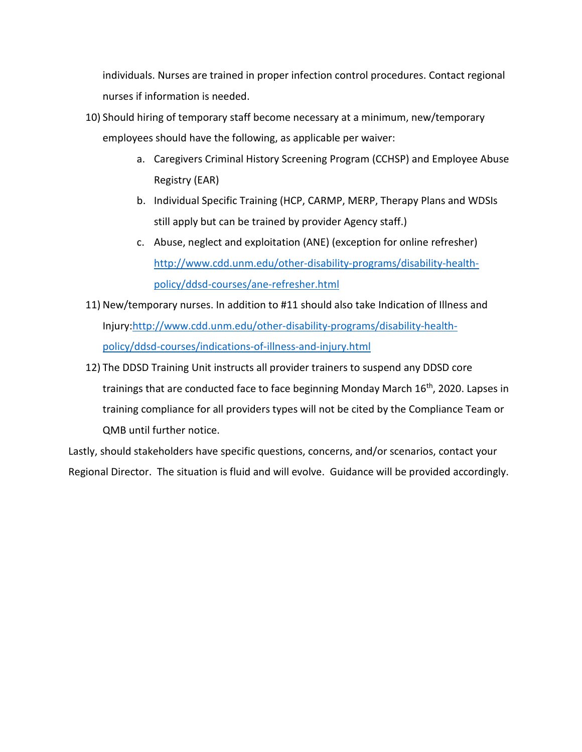individuals. Nurses are trained in proper infection control procedures. Contact regional nurses if information is needed.

10) Should hiring of temporary staff become necessary at a minimum, new/temporary employees should have the following, as applicable per waiver:
    a. Caregivers Criminal History Screening Program (CCHSP) and Employee Abuse Registry (EAR)
    b. Individual Specific Training (HCP, CARMP, MERP, Therapy Plans and WDSIs still apply but can be trained by provider Agency staff.)
    c. Abuse, neglect and exploitation (ANE) (exception for online refresher) http://www.cdd.unm.edu/other-disability-programs/disability-health-policy/ddsd-courses/ane-refresher.html
11) New/temporary nurses. In addition to #11 should also take Indication of Illness and Injury:http://www.cdd.unm.edu/other-disability-programs/disability-health-policy/ddsd-courses/indications-of-illness-and-injury.html
12) The DDSD Training Unit instructs all provider trainers to suspend any DDSD core trainings that are conducted face to face beginning Monday March 16th, 2020. Lapses in training compliance for all providers types will not be cited by the Compliance Team or QMB until further notice.

Lastly, should stakeholders have specific questions, concerns, and/or scenarios, contact your Regional Director. The situation is fluid and will evolve. Guidance will be provided accordingly.